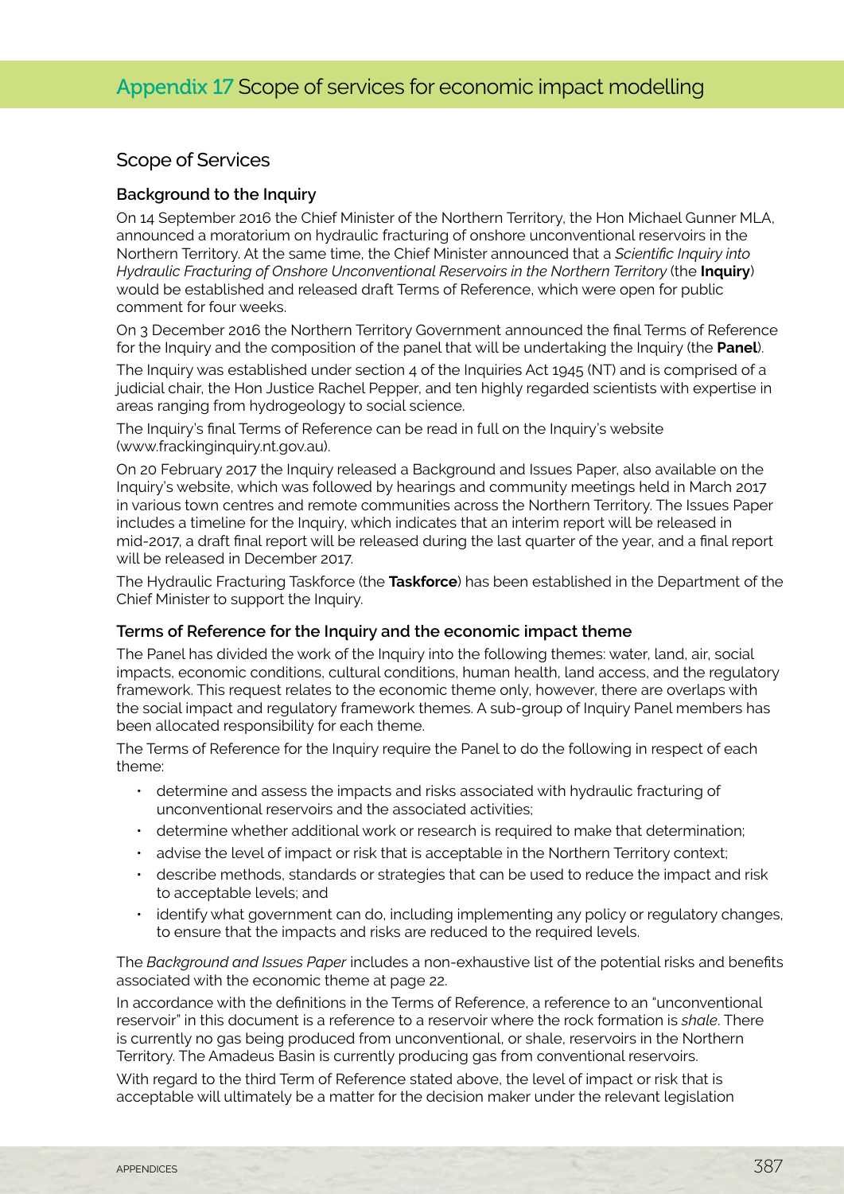# Appendix 17 Scope of services for economic impact modelling

## Scope of Services

### Background to the Inquiry

On 14 September 2016 the Chief Minister of the Northern Territory, the Hon Michael Gunner MLA, announced a moratorium on hydraulic fracturing of onshore unconventional reservoirs in the Northern Territory. At the same time, the Chief Minister announced that a *Scientific Inquiry into Hydraulic Fracturing of Onshore Unconventional Reservoirs in the Northern Territory* (the **Inquiry**) would be established and released draft Terms of Reference, which were open for public comment for four weeks.

On 3 December 2016 the Northern Territory Government announced the final Terms of Reference for the Inquiry and the composition of the panel that will be undertaking the Inquiry (the **Panel**).

The Inquiry was established under section 4 of the Inquiries Act 1945 (NT) and is comprised of a judicial chair, the Hon Justice Rachel Pepper, and ten highly regarded scientists with expertise in areas ranging from hydrogeology to social science.

The Inquiry's final Terms of Reference can be read in full on the Inquiry's website (www.frackinginquiry.nt.gov.au).

On 20 February 2017 the Inquiry released a Background and Issues Paper, also available on the Inquiry's website, which was followed by hearings and community meetings held in March 2017 in various town centres and remote communities across the Northern Territory. The Issues Paper includes a timeline for the Inquiry, which indicates that an interim report will be released in mid-2017, a draft final report will be released during the last quarter of the year, and a final report will be released in December 2017.

The Hydraulic Fracturing Taskforce (the **Taskforce**) has been established in the Department of the Chief Minister to support the Inquiry.

### Terms of Reference for the Inquiry and the economic impact theme

The Panel has divided the work of the Inquiry into the following themes: water, land, air, social impacts, economic conditions, cultural conditions, human health, land access, and the regulatory framework. This request relates to the economic theme only, however, there are overlaps with the social impact and regulatory framework themes. A sub-group of Inquiry Panel members has been allocated responsibility for each theme.

The Terms of Reference for the Inquiry require the Panel to do the following in respect of each theme:

- determine and assess the impacts and risks associated with hydraulic fracturing of unconventional reservoirs and the associated activities;
- determine whether additional work or research is required to make that determination;
- advise the level of impact or risk that is acceptable in the Northern Territory context;
- describe methods, standards or strategies that can be used to reduce the impact and risk to acceptable levels; and
- identify what government can do, including implementing any policy or regulatory changes, to ensure that the impacts and risks are reduced to the required levels.

The *Background and Issues Paper* includes a non-exhaustive list of the potential risks and benefits associated with the economic theme at page 22.

In accordance with the definitions in the Terms of Reference, a reference to an "unconventional reservoir" in this document is a reference to a reservoir where the rock formation is *shale*. There is currently no gas being produced from unconventional, or shale, reservoirs in the Northern Territory. The Amadeus Basin is currently producing gas from conventional reservoirs.

With regard to the third Term of Reference stated above, the level of impact or risk that is acceptable will ultimately be a matter for the decision maker under the relevant legislation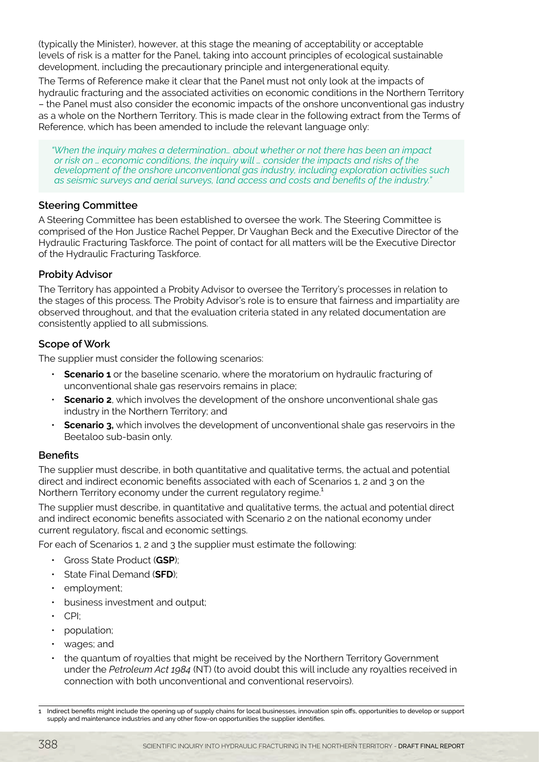(typically the Minister), however, at this stage the meaning of acceptability or acceptable levels of risk is a matter for the Panel, taking into account principles of ecological sustainable development, including the precautionary principle and intergenerational equity.

The Terms of Reference make it clear that the Panel must not only look at the impacts of hydraulic fracturing and the associated activities on economic conditions in the Northern Territory – the Panel must also consider the economic impacts of the onshore unconventional gas industry as a whole on the Northern Territory. This is made clear in the following extract from the Terms of Reference, which has been amended to include the relevant language only:

> *"When the inquiry makes a determination… about whether or not there has been an impact or risk on … economic conditions, the inquiry will … consider the impacts and risks of the development of the onshore unconventional gas industry, including exploration activities such as seismic surveys and aerial surveys, land access and costs and benefits of the industry."*

### Steering Committee

A Steering Committee has been established to oversee the work. The Steering Committee is comprised of the Hon Justice Rachel Pepper, Dr Vaughan Beck and the Executive Director of the Hydraulic Fracturing Taskforce. The point of contact for all matters will be the Executive Director of the Hydraulic Fracturing Taskforce.

### Probity Advisor

The Territory has appointed a Probity Advisor to oversee the Territory's processes in relation to the stages of this process. The Probity Advisor's role is to ensure that fairness and impartiality are observed throughout, and that the evaluation criteria stated in any related documentation are consistently applied to all submissions.

### Scope of Work

The supplier must consider the following scenarios:

- **Scenario 1** or the baseline scenario, where the moratorium on hydraulic fracturing of unconventional shale gas reservoirs remains in place;
- **Scenario 2**, which involves the development of the onshore unconventional shale gas industry in the Northern Territory; and
- **Scenario 3,** which involves the development of unconventional shale gas reservoirs in the Beetaloo sub-basin only.

### Benefits

The supplier must describe, in both quantitative and qualitative terms, the actual and potential direct and indirect economic benefits associated with each of Scenarios 1, 2 and 3 on the Northern Territory economy under the current regulatory regime.[1]

The supplier must describe, in quantitative and qualitative terms, the actual and potential direct and indirect economic benefits associated with Scenario 2 on the national economy under current regulatory, fiscal and economic settings.

For each of Scenarios 1, 2 and 3 the supplier must estimate the following:

- Gross State Product (**GSP**);
- State Final Demand (**SFD**);
- employment;
- business investment and output;
- CPI;
- population;
- wages; and
- the quantum of royalties that might be received by the Northern Territory Government under the *Petroleum Act 1984* (NT) (to avoid doubt this will include any royalties received in connection with both unconventional and conventional reservoirs).

---

1 Indirect benefits might include the opening up of supply chains for local businesses, innovation spin offs, opportunities to develop or support supply and maintenance industries and any other flow-on opportunities the supplier identifies.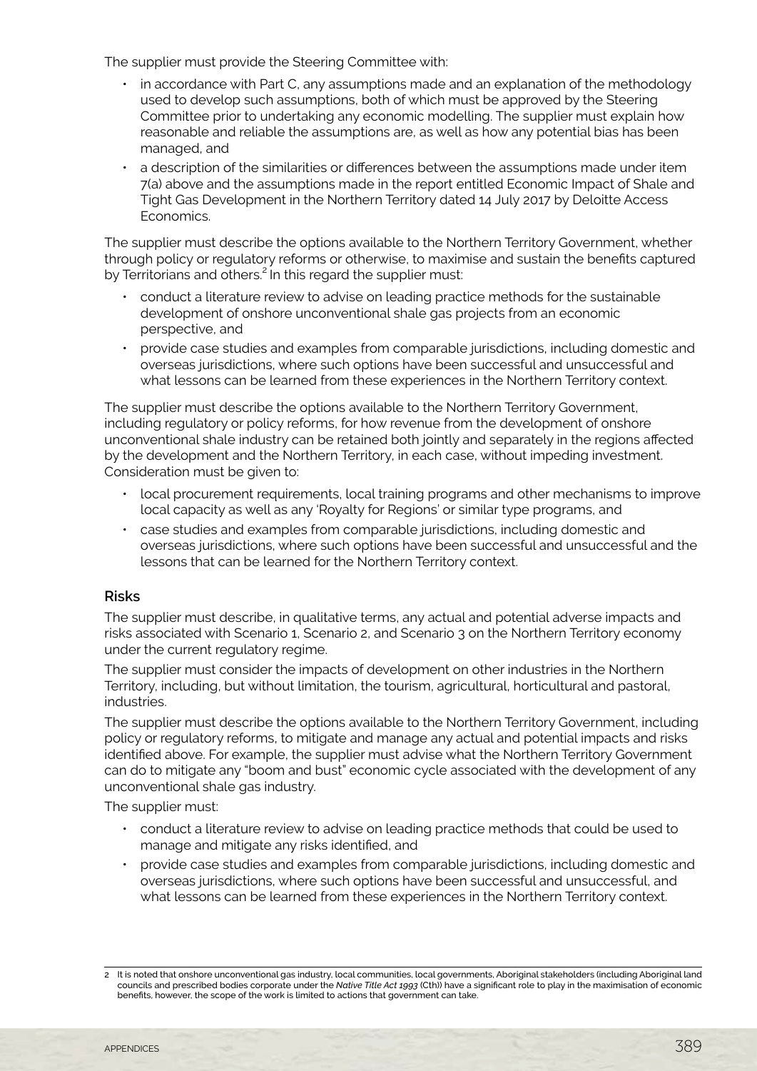The supplier must provide the Steering Committee with:

- in accordance with Part C, any assumptions made and an explanation of the methodology used to develop such assumptions, both of which must be approved by the Steering Committee prior to undertaking any economic modelling. The supplier must explain how reasonable and reliable the assumptions are, as well as how any potential bias has been managed, and
- a description of the similarities or differences between the assumptions made under item 7(a) above and the assumptions made in the report entitled Economic Impact of Shale and Tight Gas Development in the Northern Territory dated 14 July 2017 by Deloitte Access Economics.

The supplier must describe the options available to the Northern Territory Government, whether through policy or regulatory reforms or otherwise, to maximise and sustain the benefits captured by Territorians and others.[2] In this regard the supplier must:

- conduct a literature review to advise on leading practice methods for the sustainable development of onshore unconventional shale gas projects from an economic perspective, and
- provide case studies and examples from comparable jurisdictions, including domestic and overseas jurisdictions, where such options have been successful and unsuccessful and what lessons can be learned from these experiences in the Northern Territory context.

The supplier must describe the options available to the Northern Territory Government, including regulatory or policy reforms, for how revenue from the development of onshore unconventional shale industry can be retained both jointly and separately in the regions affected by the development and the Northern Territory, in each case, without impeding investment. Consideration must be given to:

- local procurement requirements, local training programs and other mechanisms to improve local capacity as well as any 'Royalty for Regions' or similar type programs, and
- case studies and examples from comparable jurisdictions, including domestic and overseas jurisdictions, where such options have been successful and unsuccessful and the lessons that can be learned for the Northern Territory context.

## Risks

The supplier must describe, in qualitative terms, any actual and potential adverse impacts and risks associated with Scenario 1, Scenario 2, and Scenario 3 on the Northern Territory economy under the current regulatory regime.

The supplier must consider the impacts of development on other industries in the Northern Territory, including, but without limitation, the tourism, agricultural, horticultural and pastoral, industries.

The supplier must describe the options available to the Northern Territory Government, including policy or regulatory reforms, to mitigate and manage any actual and potential impacts and risks identified above. For example, the supplier must advise what the Northern Territory Government can do to mitigate any "boom and bust" economic cycle associated with the development of any unconventional shale gas industry.

The supplier must:

- conduct a literature review to advise on leading practice methods that could be used to manage and mitigate any risks identified, and
- provide case studies and examples from comparable jurisdictions, including domestic and overseas jurisdictions, where such options have been successful and unsuccessful, and what lessons can be learned from these experiences in the Northern Territory context.

---

2 It is noted that onshore unconventional gas industry, local communities, local governments, Aboriginal stakeholders (including Aboriginal land councils and prescribed bodies corporate under the *Native Title Act 1993* (Cth)) have a significant role to play in the maximisation of economic benefits, however, the scope of the work is limited to actions that government can take.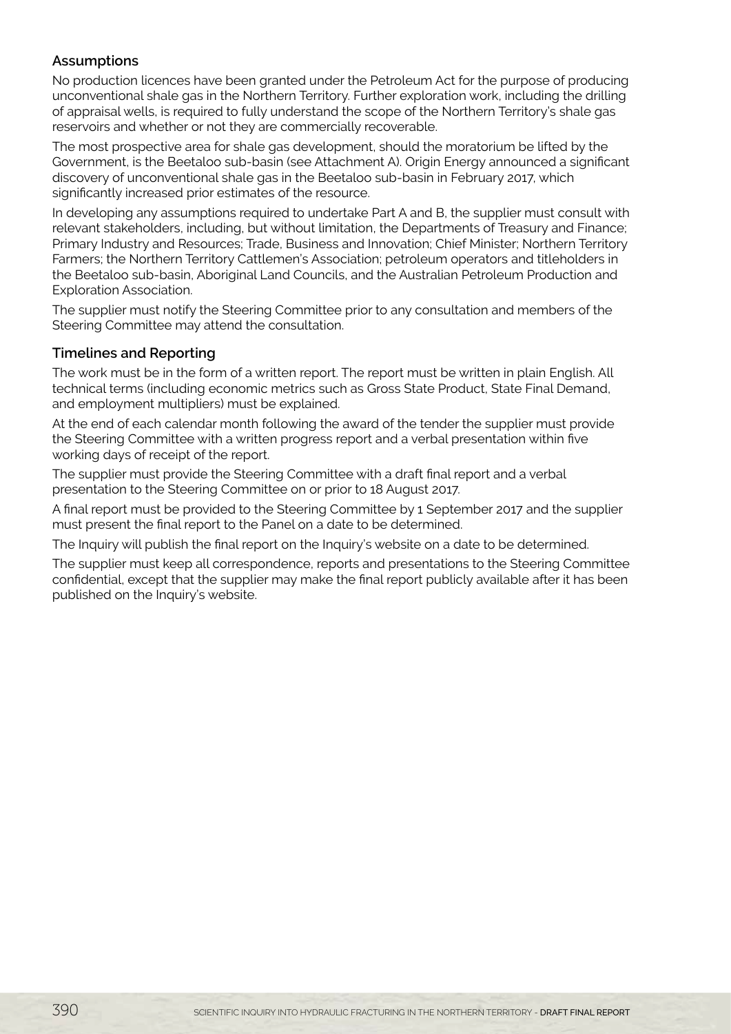### Assumptions

No production licences have been granted under the Petroleum Act for the purpose of producing unconventional shale gas in the Northern Territory. Further exploration work, including the drilling of appraisal wells, is required to fully understand the scope of the Northern Territory's shale gas reservoirs and whether or not they are commercially recoverable.

The most prospective area for shale gas development, should the moratorium be lifted by the Government, is the Beetaloo sub-basin (see Attachment A). Origin Energy announced a significant discovery of unconventional shale gas in the Beetaloo sub-basin in February 2017, which significantly increased prior estimates of the resource.

In developing any assumptions required to undertake Part A and B, the supplier must consult with relevant stakeholders, including, but without limitation, the Departments of Treasury and Finance; Primary Industry and Resources; Trade, Business and Innovation; Chief Minister; Northern Territory Farmers; the Northern Territory Cattlemen's Association; petroleum operators and titleholders in the Beetaloo sub-basin, Aboriginal Land Councils, and the Australian Petroleum Production and Exploration Association.

The supplier must notify the Steering Committee prior to any consultation and members of the Steering Committee may attend the consultation.

### Timelines and Reporting

The work must be in the form of a written report. The report must be written in plain English. All technical terms (including economic metrics such as Gross State Product, State Final Demand, and employment multipliers) must be explained.

At the end of each calendar month following the award of the tender the supplier must provide the Steering Committee with a written progress report and a verbal presentation within five working days of receipt of the report.

The supplier must provide the Steering Committee with a draft final report and a verbal presentation to the Steering Committee on or prior to 18 August 2017.

A final report must be provided to the Steering Committee by 1 September 2017 and the supplier must present the final report to the Panel on a date to be determined.

The Inquiry will publish the final report on the Inquiry's website on a date to be determined.

The supplier must keep all correspondence, reports and presentations to the Steering Committee confidential, except that the supplier may make the final report publicly available after it has been published on the Inquiry's website.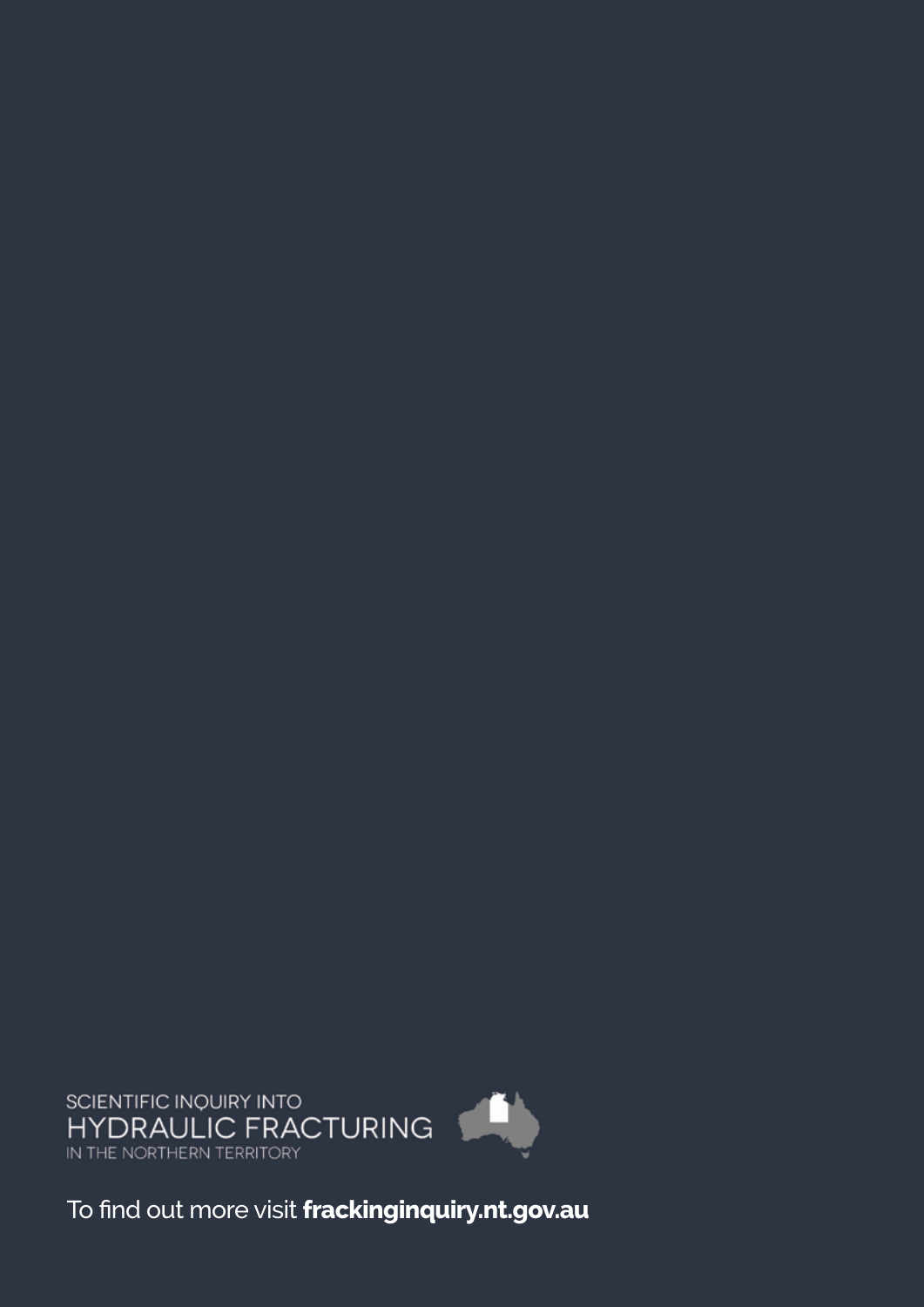SCIENTIFIC INQUIRY INTO
HYDRAULIC FRACTURING
IN THE NORTHERN TERRITORY

To find out more visit **frackinginquiry.nt.gov.au**